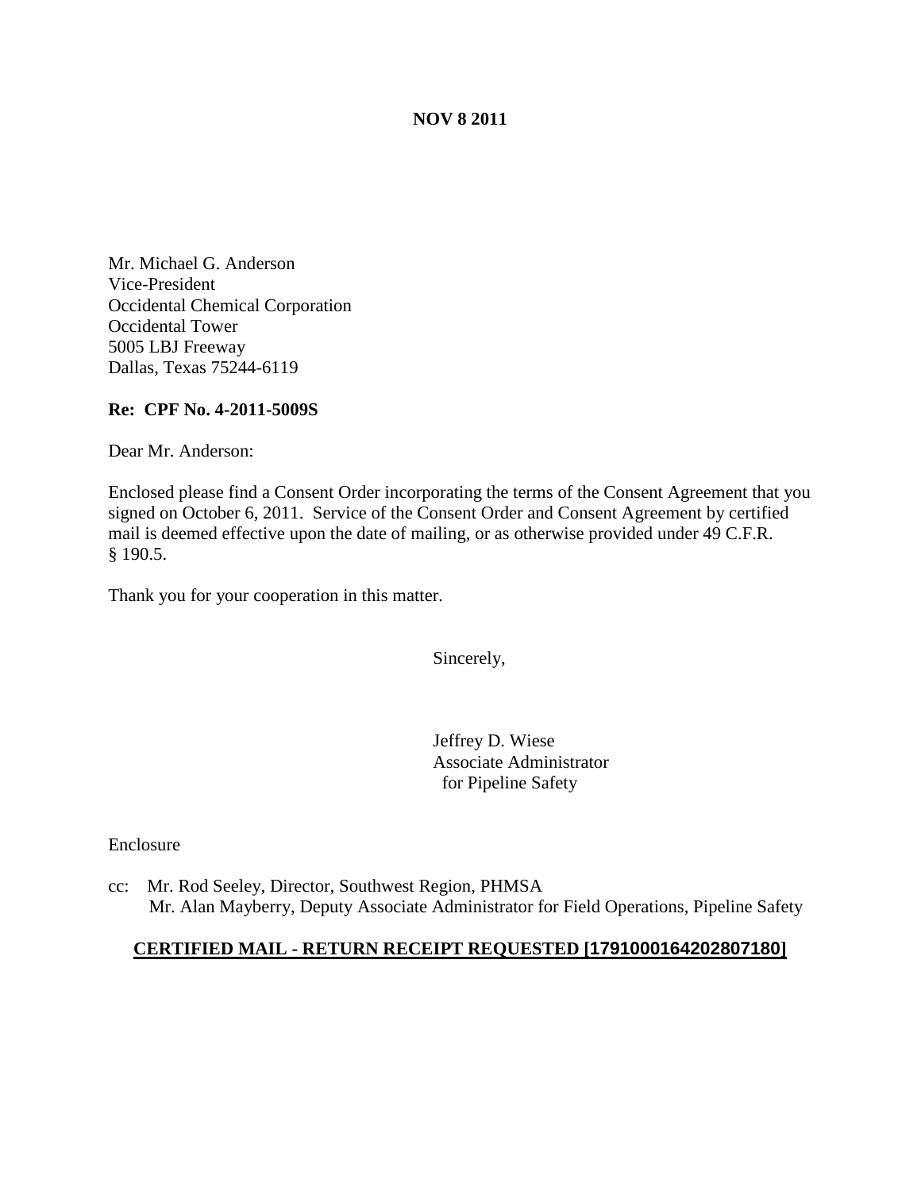**NOV 8 2011**

Mr. Michael G. Anderson
Vice-President
Occidental Chemical Corporation
Occidental Tower
5005 LBJ Freeway
Dallas, Texas 75244-6119

**Re: CPF No. 4-2011-5009S**

Dear Mr. Anderson:

Enclosed please find a Consent Order incorporating the terms of the Consent Agreement that you signed on October 6, 2011. Service of the Consent Order and Consent Agreement by certified mail is deemed effective upon the date of mailing, or as otherwise provided under 49 C.F.R. § 190.5.

Thank you for your cooperation in this matter.

Sincerely,

Jeffrey D. Wiese
Associate Administrator
for Pipeline Safety

Enclosure

cc: Mr. Rod Seeley, Director, Southwest Region, PHMSA
Mr. Alan Mayberry, Deputy Associate Administrator for Field Operations, Pipeline Safety

**CERTIFIED MAIL - RETURN RECEIPT REQUESTED [17910001642028071​80]**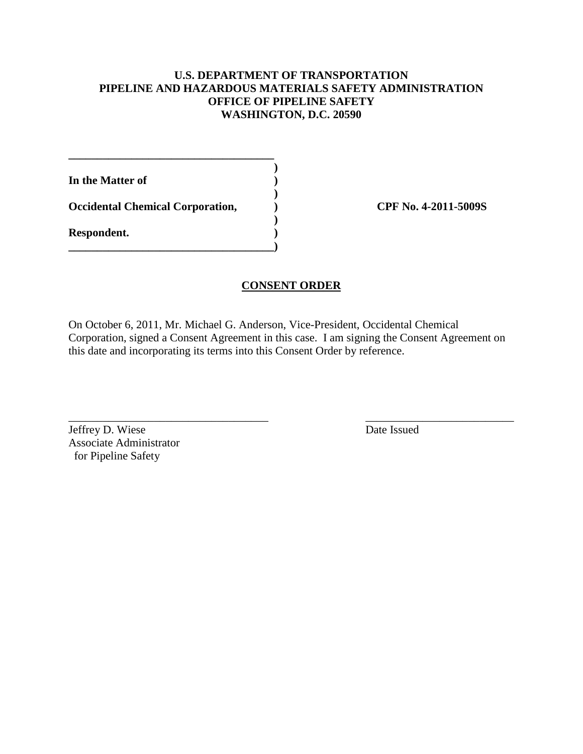**U.S. DEPARTMENT OF TRANSPORTATION**
**PIPELINE AND HAZARDOUS MATERIALS SAFETY ADMINISTRATION**
**OFFICE OF PIPELINE SAFETY**
**WASHINGTON, D.C. 20590**

**In the Matter of**

**Occidental Chemical Corporation,**

**Respondent.**

**CPF No. 4-2011-5009S**

## CONSENT ORDER

On October 6, 2011, Mr. Michael G. Anderson, Vice-President, Occidental Chemical Corporation, signed a Consent Agreement in this case. I am signing the Consent Agreement on this date and incorporating its terms into this Consent Order by reference.

\_\_\_\_\_\_\_\_\_\_\_\_\_\_\_\_\_\_\_\_\_\_\_\_\_\_\_\_\_\_\_\_\_\_\_
Jeffrey D. Wiese
Associate Administrator
for Pipeline Safety

\_\_\_\_\_\_\_\_\_\_\_\_\_\_\_\_\_\_\_\_\_\_\_\_\_\_
Date Issued